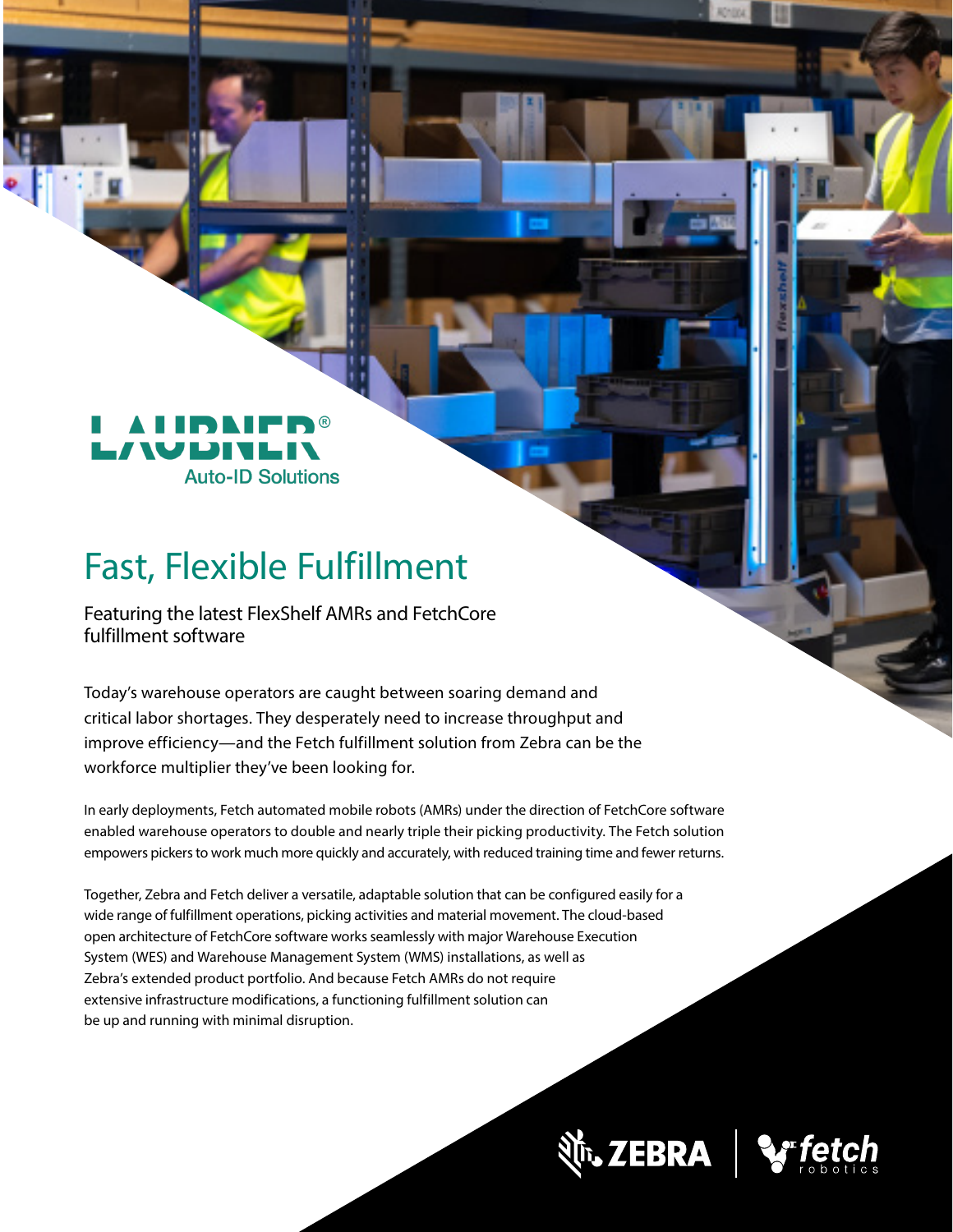LAUBNER®
Auto-ID Solutions

# Fast, Flexible Fulfillment

## Featuring the latest FlexShelf AMRs and FetchCore fulfillment software

Today's warehouse operators are caught between soaring demand and critical labor shortages. They desperately need to increase throughput and improve efficiency—and the Fetch fulfillment solution from Zebra can be the workforce multiplier they've been looking for.

In early deployments, Fetch automated mobile robots (AMRs) under the direction of FetchCore software enabled warehouse operators to double and nearly triple their picking productivity. The Fetch solution empowers pickers to work much more quickly and accurately, with reduced training time and fewer returns.

Together, Zebra and Fetch deliver a versatile, adaptable solution that can be configured easily for a wide range of fulfillment operations, picking activities and material movement. The cloud-based open architecture of FetchCore software works seamlessly with major Warehouse Execution System (WES) and Warehouse Management System (WMS) installations, as well as Zebra's extended product portfolio. And because Fetch AMRs do not require extensive infrastructure modifications, a functioning fulfillment solution can be up and running with minimal disruption.

ZEBRA | fetch robotics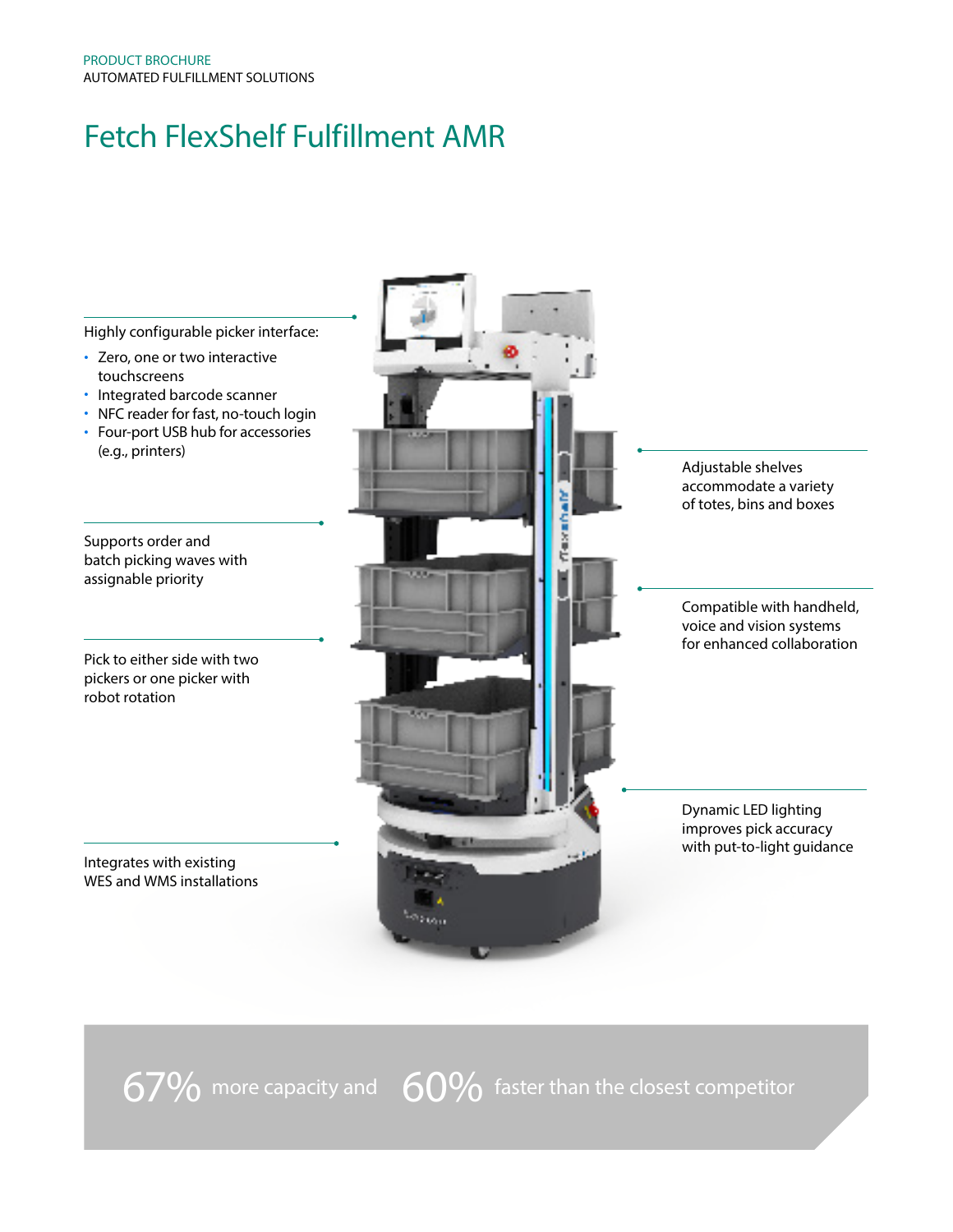PRODUCT BROCHURE
AUTOMATED FULFILLMENT SOLUTIONS

# Fetch FlexShelf Fulfillment AMR

Highly configurable picker interface:

- Zero, one or two interactive touchscreens
- Integrated barcode scanner
- NFC reader for fast, no-touch login
- Four-port USB hub for accessories (e.g., printers)

Supports order and batch picking waves with assignable priority

Pick to either side with two pickers or one picker with robot rotation

Integrates with existing WES and WMS installations

Adjustable shelves accommodate a variety of totes, bins and boxes

Compatible with handheld, voice and vision systems for enhanced collaboration

Dynamic LED lighting improves pick accuracy with put-to-light guidance

67% more capacity and 60% faster than the closest competitor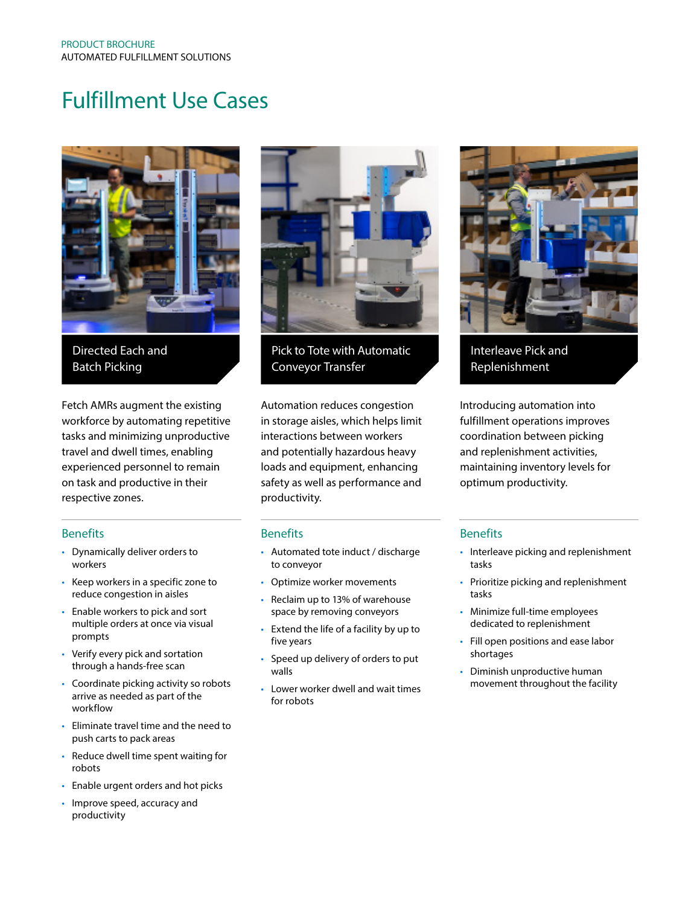PRODUCT BROCHURE
AUTOMATED FULFILLMENT SOLUTIONS

# Fulfillment Use Cases

## Directed Each and Batch Picking

Fetch AMRs augment the existing workforce by automating repetitive tasks and minimizing unproductive travel and dwell times, enabling experienced personnel to remain on task and productive in their respective zones.

### Benefits

- Dynamically deliver orders to workers
- Keep workers in a specific zone to reduce congestion in aisles
- Enable workers to pick and sort multiple orders at once via visual prompts
- Verify every pick and sortation through a hands-free scan
- Coordinate picking activity so robots arrive as needed as part of the workflow
- Eliminate travel time and the need to push carts to pack areas
- Reduce dwell time spent waiting for robots
- Enable urgent orders and hot picks
- Improve speed, accuracy and productivity

## Pick to Tote with Automatic Conveyor Transfer

Automation reduces congestion in storage aisles, which helps limit interactions between workers and potentially hazardous heavy loads and equipment, enhancing safety as well as performance and productivity.

### Benefits

- Automated tote induct / discharge to conveyor
- Optimize worker movements
- Reclaim up to 13% of warehouse space by removing conveyors
- Extend the life of a facility by up to five years
- Speed up delivery of orders to put walls
- Lower worker dwell and wait times for robots

## Interleave Pick and Replenishment

Introducing automation into fulfillment operations improves coordination between picking and replenishment activities, maintaining inventory levels for optimum productivity.

### Benefits

- Interleave picking and replenishment tasks
- Prioritize picking and replenishment tasks
- Minimize full-time employees dedicated to replenishment
- Fill open positions and ease labor shortages
- Diminish unproductive human movement throughout the facility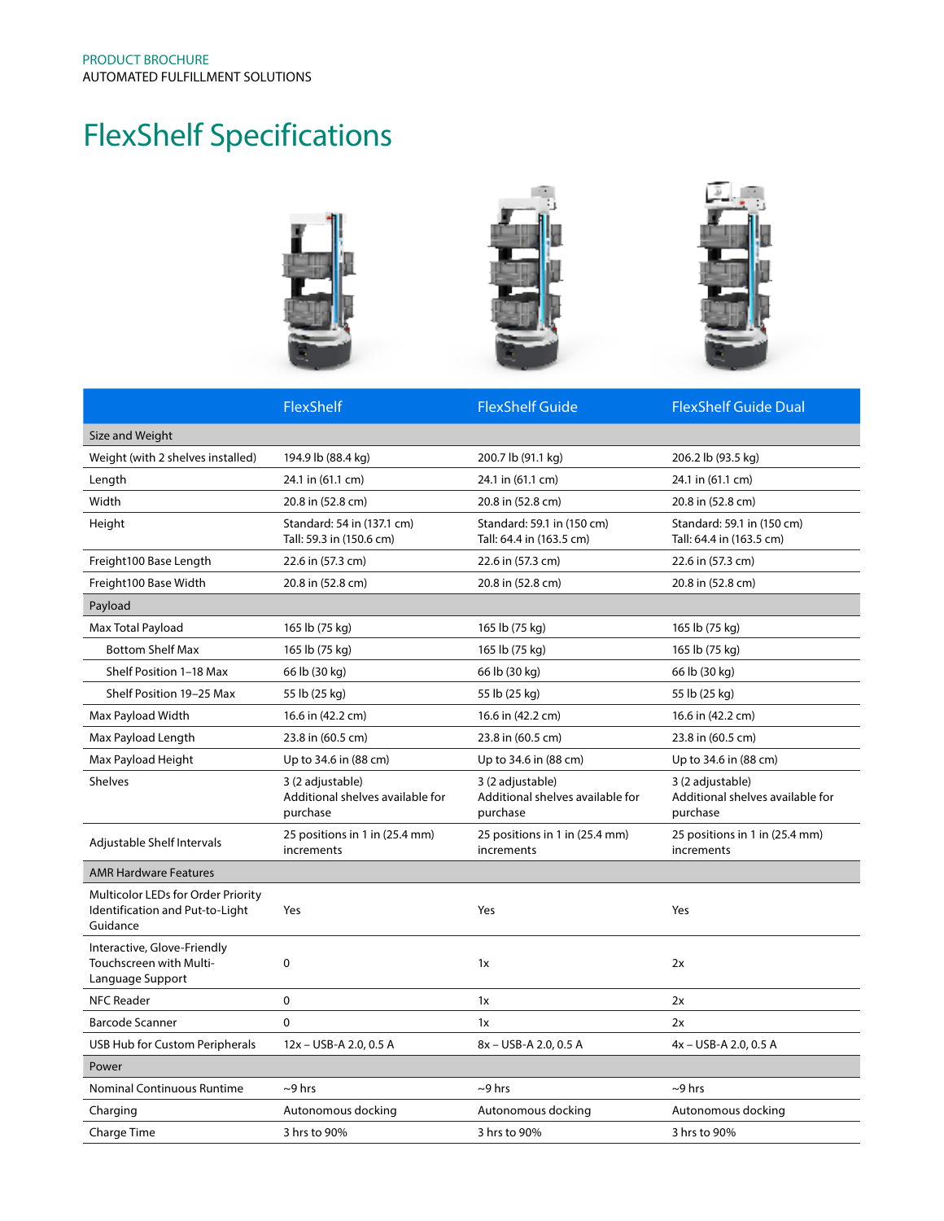PRODUCT BROCHURE
AUTOMATED FULFILLMENT SOLUTIONS

# FlexShelf Specifications

| | FlexShelf | FlexShelf Guide | FlexShelf Guide Dual |
|---|---|---|---|
| **Size and Weight** | | | |
| Weight (with 2 shelves installed) | 194.9 lb (88.4 kg) | 200.7 lb (91.1 kg) | 206.2 lb (93.5 kg) |
| Length | 24.1 in (61.1 cm) | 24.1 in (61.1 cm) | 24.1 in (61.1 cm) |
| Width | 20.8 in (52.8 cm) | 20.8 in (52.8 cm) | 20.8 in (52.8 cm) |
| Height | Standard: 54 in (137.1 cm)<br>Tall: 59.3 in (150.6 cm) | Standard: 59.1 in (150 cm)<br>Tall: 64.4 in (163.5 cm) | Standard: 59.1 in (150 cm)<br>Tall: 64.4 in (163.5 cm) |
| Freight100 Base Length | 22.6 in (57.3 cm) | 22.6 in (57.3 cm) | 22.6 in (57.3 cm) |
| Freight100 Base Width | 20.8 in (52.8 cm) | 20.8 in (52.8 cm) | 20.8 in (52.8 cm) |
| **Payload** | | | |
| Max Total Payload | 165 lb (75 kg) | 165 lb (75 kg) | 165 lb (75 kg) |
| Bottom Shelf Max | 165 lb (75 kg) | 165 lb (75 kg) | 165 lb (75 kg) |
| Shelf Position 1–18 Max | 66 lb (30 kg) | 66 lb (30 kg) | 66 lb (30 kg) |
| Shelf Position 19–25 Max | 55 lb (25 kg) | 55 lb (25 kg) | 55 lb (25 kg) |
| Max Payload Width | 16.6 in (42.2 cm) | 16.6 in (42.2 cm) | 16.6 in (42.2 cm) |
| Max Payload Length | 23.8 in (60.5 cm) | 23.8 in (60.5 cm) | 23.8 in (60.5 cm) |
| Max Payload Height | Up to 34.6 in (88 cm) | Up to 34.6 in (88 cm) | Up to 34.6 in (88 cm) |
| Shelves | 3 (2 adjustable)<br>Additional shelves available for purchase | 3 (2 adjustable)<br>Additional shelves available for purchase | 3 (2 adjustable)<br>Additional shelves available for purchase |
| Adjustable Shelf Intervals | 25 positions in 1 in (25.4 mm) increments | 25 positions in 1 in (25.4 mm) increments | 25 positions in 1 in (25.4 mm) increments |
| **AMR Hardware Features** | | | |
| Multicolor LEDs for Order Priority Identification and Put-to-Light Guidance | Yes | Yes | Yes |
| Interactive, Glove-Friendly Touchscreen with Multi-Language Support | 0 | 1x | 2x |
| NFC Reader | 0 | 1x | 2x |
| Barcode Scanner | 0 | 1x | 2x |
| USB Hub for Custom Peripherals | 12x – USB-A 2.0, 0.5 A | 8x – USB-A 2.0, 0.5 A | 4x – USB-A 2.0, 0.5 A |
| **Power** | | | |
| Nominal Continuous Runtime | ~9 hrs | ~9 hrs | ~9 hrs |
| Charging | Autonomous docking | Autonomous docking | Autonomous docking |
| Charge Time | 3 hrs to 90% | 3 hrs to 90% | 3 hrs to 90% |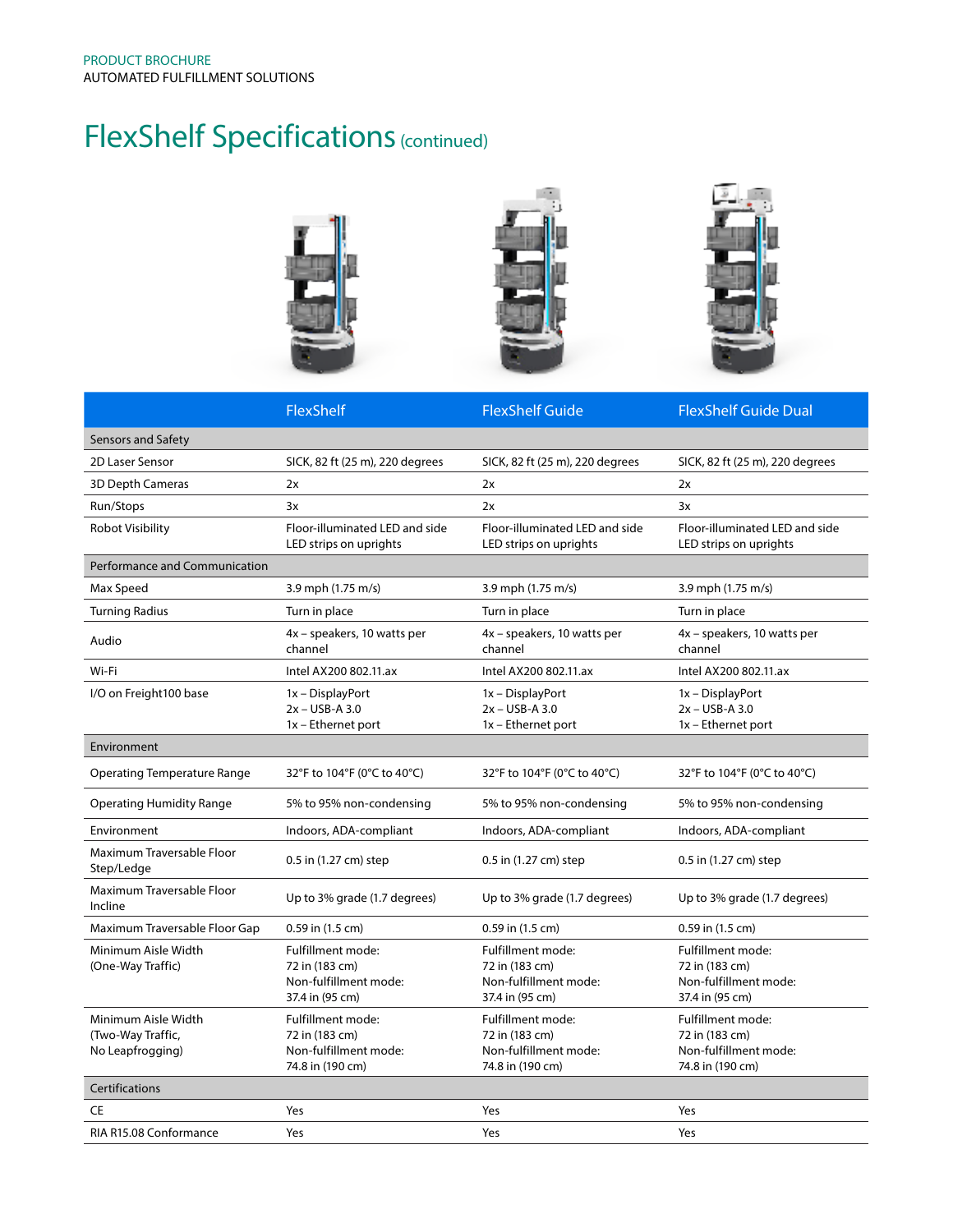PRODUCT BROCHURE
AUTOMATED FULFILLMENT SOLUTIONS

# FlexShelf Specifications (continued)

| | FlexShelf | FlexShelf Guide | FlexShelf Guide Dual |
|---|---|---|---|
| **Sensors and Safety** | | | |
| 2D Laser Sensor | SICK, 82 ft (25 m), 220 degrees | SICK, 82 ft (25 m), 220 degrees | SICK, 82 ft (25 m), 220 degrees |
| 3D Depth Cameras | 2x | 2x | 2x |
| Run/Stops | 3x | 2x | 3x |
| Robot Visibility | Floor-illuminated LED and side LED strips on uprights | Floor-illuminated LED and side LED strips on uprights | Floor-illuminated LED and side LED strips on uprights |
| **Performance and Communication** | | | |
| Max Speed | 3.9 mph (1.75 m/s) | 3.9 mph (1.75 m/s) | 3.9 mph (1.75 m/s) |
| Turning Radius | Turn in place | Turn in place | Turn in place |
| Audio | 4x – speakers, 10 watts per channel | 4x – speakers, 10 watts per channel | 4x – speakers, 10 watts per channel |
| Wi-Fi | Intel AX200 802.11.ax | Intel AX200 802.11.ax | Intel AX200 802.11.ax |
| I/O on Freight100 base | 1x – DisplayPort<br>2x – USB-A 3.0<br>1x – Ethernet port | 1x – DisplayPort<br>2x – USB-A 3.0<br>1x – Ethernet port | 1x – DisplayPort<br>2x – USB-A 3.0<br>1x – Ethernet port |
| **Environment** | | | |
| Operating Temperature Range | 32°F to 104°F (0°C to 40°C) | 32°F to 104°F (0°C to 40°C) | 32°F to 104°F (0°C to 40°C) |
| Operating Humidity Range | 5% to 95% non-condensing | 5% to 95% non-condensing | 5% to 95% non-condensing |
| Environment | Indoors, ADA-compliant | Indoors, ADA-compliant | Indoors, ADA-compliant |
| Maximum Traversable Floor Step/Ledge | 0.5 in (1.27 cm) step | 0.5 in (1.27 cm) step | 0.5 in (1.27 cm) step |
| Maximum Traversable Floor Incline | Up to 3% grade (1.7 degrees) | Up to 3% grade (1.7 degrees) | Up to 3% grade (1.7 degrees) |
| Maximum Traversable Floor Gap | 0.59 in (1.5 cm) | 0.59 in (1.5 cm) | 0.59 in (1.5 cm) |
| Minimum Aisle Width (One-Way Traffic) | Fulfillment mode:<br>72 in (183 cm)<br>Non-fulfillment mode:<br>37.4 in (95 cm) | Fulfillment mode:<br>72 in (183 cm)<br>Non-fulfillment mode:<br>37.4 in (95 cm) | Fulfillment mode:<br>72 in (183 cm)<br>Non-fulfillment mode:<br>37.4 in (95 cm) |
| Minimum Aisle Width (Two-Way Traffic, No Leapfrogging) | Fulfillment mode:<br>72 in (183 cm)<br>Non-fulfillment mode:<br>74.8 in (190 cm) | Fulfillment mode:<br>72 in (183 cm)<br>Non-fulfillment mode:<br>74.8 in (190 cm) | Fulfillment mode:<br>72 in (183 cm)<br>Non-fulfillment mode:<br>74.8 in (190 cm) |
| **Certifications** | | | |
| CE | Yes | Yes | Yes |
| RIA R15.08 Conformance | Yes | Yes | Yes |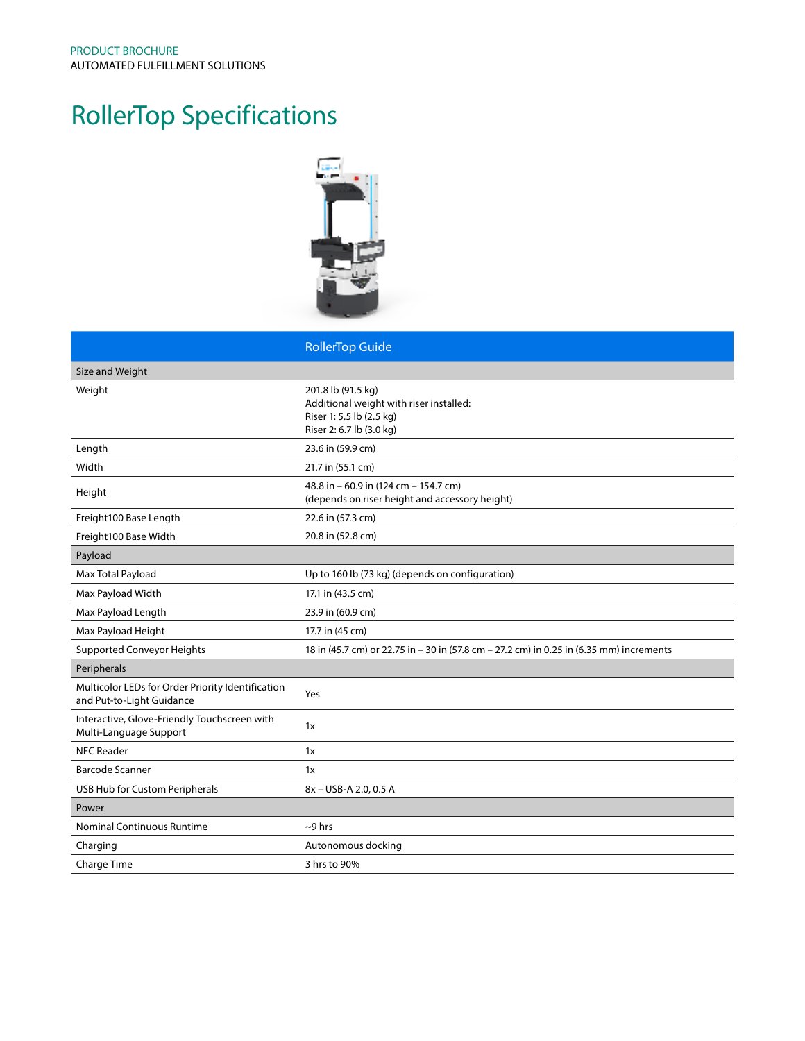PRODUCT BROCHURE
AUTOMATED FULFILLMENT SOLUTIONS

# RollerTop Specifications

| | RollerTop Guide |
|---|---|
| **Size and Weight** | |
| Weight | 201.8 lb (91.5 kg)<br>Additional weight with riser installed:<br>Riser 1: 5.5 lb (2.5 kg)<br>Riser 2: 6.7 lb (3.0 kg) |
| Length | 23.6 in (59.9 cm) |
| Width | 21.7 in (55.1 cm) |
| Height | 48.8 in – 60.9 in (124 cm – 154.7 cm)<br>(depends on riser height and accessory height) |
| Freight100 Base Length | 22.6 in (57.3 cm) |
| Freight100 Base Width | 20.8 in (52.8 cm) |
| **Payload** | |
| Max Total Payload | Up to 160 lb (73 kg) (depends on configuration) |
| Max Payload Width | 17.1 in (43.5 cm) |
| Max Payload Length | 23.9 in (60.9 cm) |
| Max Payload Height | 17.7 in (45 cm) |
| Supported Conveyor Heights | 18 in (45.7 cm) or 22.75 in – 30 in (57.8 cm – 27.2 cm) in 0.25 in (6.35 mm) increments |
| **Peripherals** | |
| Multicolor LEDs for Order Priority Identification and Put-to-Light Guidance | Yes |
| Interactive, Glove-Friendly Touchscreen with Multi-Language Support | 1x |
| NFC Reader | 1x |
| Barcode Scanner | 1x |
| USB Hub for Custom Peripherals | 8x – USB-A 2.0, 0.5 A |
| **Power** | |
| Nominal Continuous Runtime | ~9 hrs |
| Charging | Autonomous docking |
| Charge Time | 3 hrs to 90% |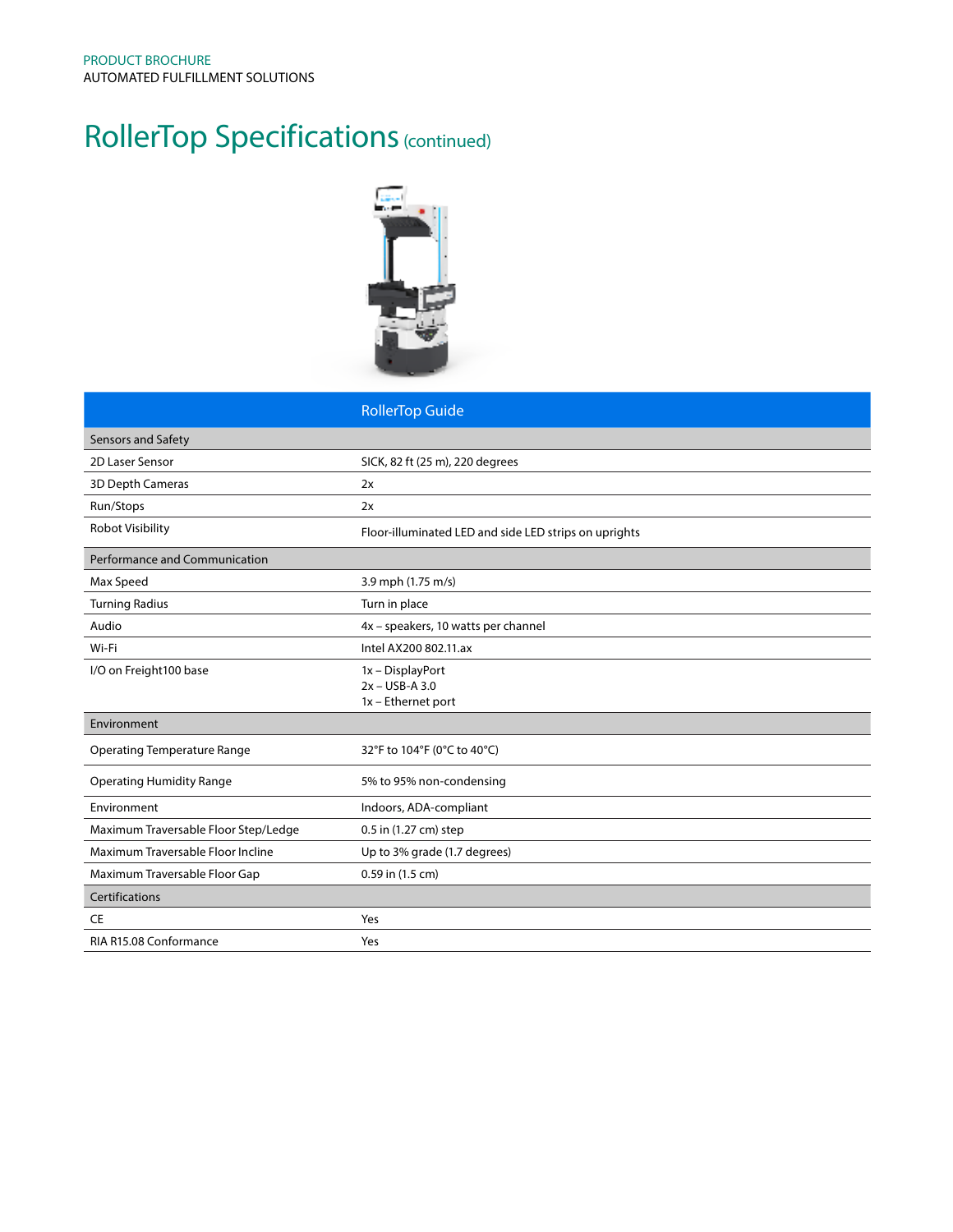PRODUCT BROCHURE
AUTOMATED FULFILLMENT SOLUTIONS

# RollerTop Specifications (continued)

| | RollerTop Guide |
|---|---|
| **Sensors and Safety** | |
| 2D Laser Sensor | SICK, 82 ft (25 m), 220 degrees |
| 3D Depth Cameras | 2x |
| Run/Stops | 2x |
| Robot Visibility | Floor-illuminated LED and side LED strips on uprights |
| **Performance and Communication** | |
| Max Speed | 3.9 mph (1.75 m/s) |
| Turning Radius | Turn in place |
| Audio | 4x – speakers, 10 watts per channel |
| Wi-Fi | Intel AX200 802.11.ax |
| I/O on Freight100 base | 1x – DisplayPort<br>2x – USB-A 3.0<br>1x – Ethernet port |
| **Environment** | |
| Operating Temperature Range | 32°F to 104°F (0°C to 40°C) |
| Operating Humidity Range | 5% to 95% non-condensing |
| Environment | Indoors, ADA-compliant |
| Maximum Traversable Floor Step/Ledge | 0.5 in (1.27 cm) step |
| Maximum Traversable Floor Incline | Up to 3% grade (1.7 degrees) |
| Maximum Traversable Floor Gap | 0.59 in (1.5 cm) |
| **Certifications** | |
| CE | Yes |
| RIA R15.08 Conformance | Yes |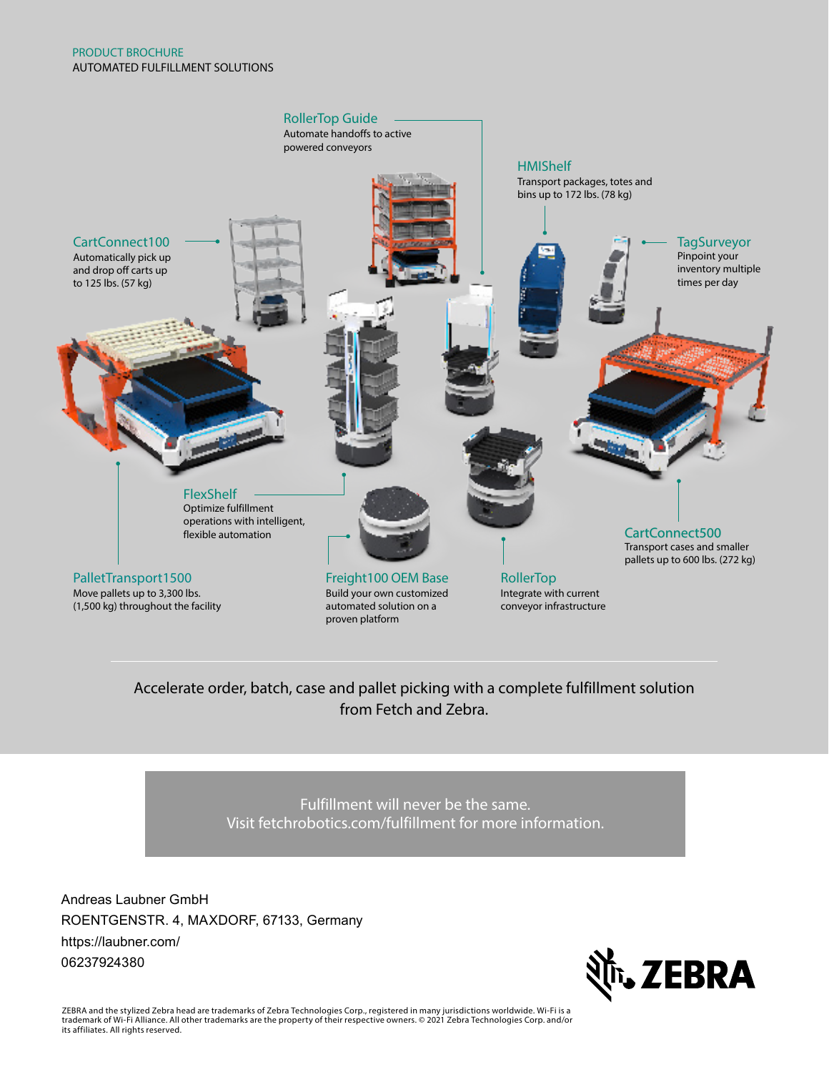PRODUCT BROCHURE
AUTOMATED FULFILLMENT SOLUTIONS

**RollerTop Guide**
Automate handoffs to active powered conveyors

**HMIShelf**
Transport packages, totes and bins up to 172 lbs. (78 kg)

**CartConnect100**
Automatically pick up and drop off carts up to 125 lbs. (57 kg)

**TagSurveyor**
Pinpoint your inventory multiple times per day

**FlexShelf**
Optimize fulfillment operations with intelligent, flexible automation

**CartConnect500**
Transport cases and smaller pallets up to 600 lbs. (272 kg)

**PalletTransport1500**
Move pallets up to 3,300 lbs. (1,500 kg) throughout the facility

**Freight100 OEM Base**
Build your own customized automated solution on a proven platform

**RollerTop**
Integrate with current conveyor infrastructure

Accelerate order, batch, case and pallet picking with a complete fulfillment solution from Fetch and Zebra.

Fulfillment will never be the same.
Visit fetchrobotics.com/fulfillment for more information.

Andreas Laubner GmbH
ROENTGENSTR. 4, MAXDORF, 67133, Germany
https://laubner.com/
06237924380

ZEBRA

ZEBRA and the stylized Zebra head are trademarks of Zebra Technologies Corp., registered in many jurisdictions worldwide. Wi-Fi is a trademark of Wi-Fi Alliance. All other trademarks are the property of their respective owners. © 2021 Zebra Technologies Corp. and/or its affiliates. All rights reserved.